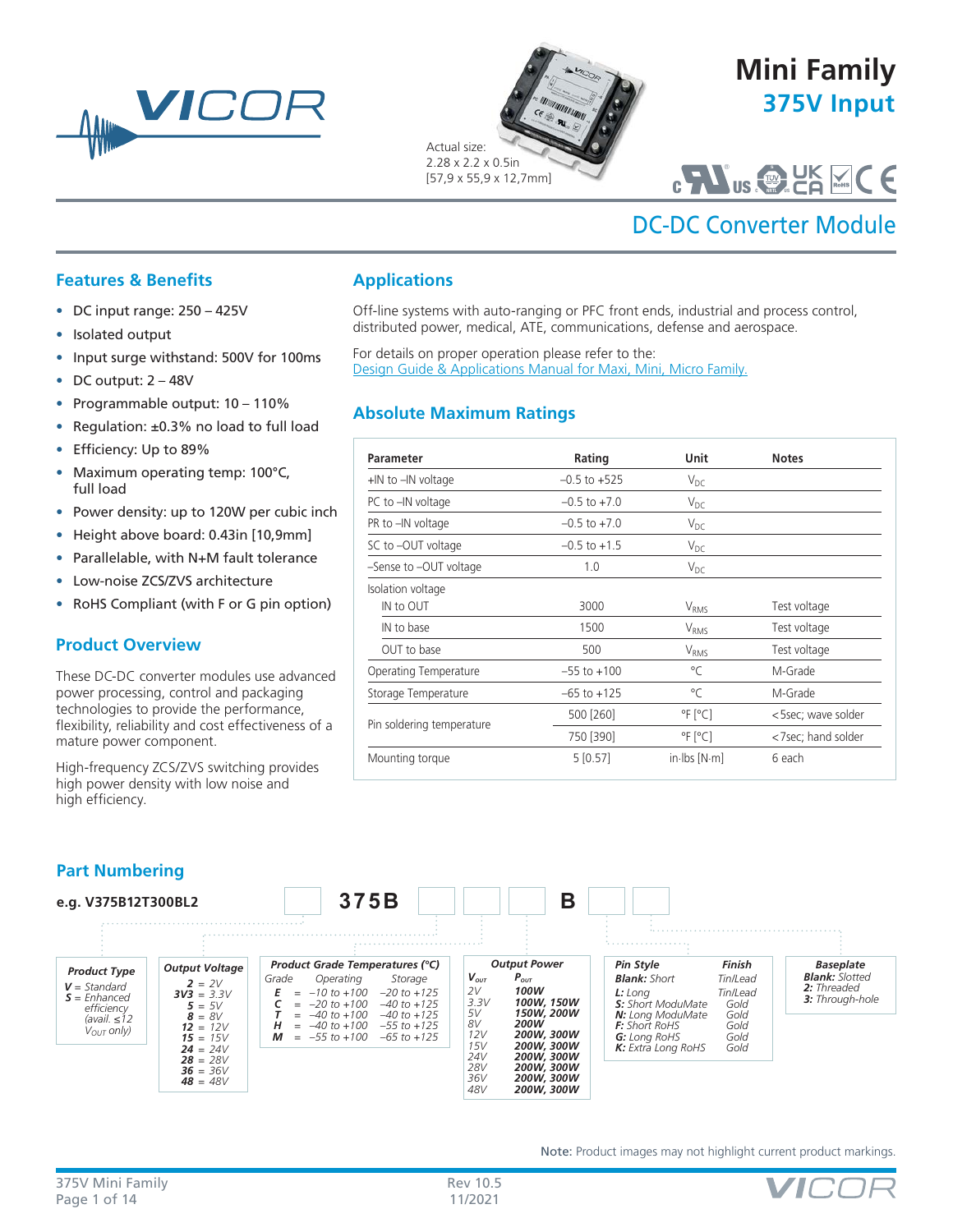# Mini Family

## 375V Input

Actual size:
2.28 x 2.2 x 0.5in
[57,9 x 55,9 x 12,7mm]

## DC-DC Converter Module

### Features & Benefits

- DC input range: 250 – 425V
- Isolated output
- Input surge withstand: 500V for 100ms
- DC output: 2 – 48V
- Programmable output: 10 – 110%
- Regulation: ±0.3% no load to full load
- Efficiency: Up to 89%
- Maximum operating temp: 100°C, full load
- Power density: up to 120W per cubic inch
- Height above board: 0.43in [10,9mm]
- Parallelable, with N+M fault tolerance
- Low-noise ZCS/ZVS architecture
- RoHS Compliant (with F or G pin option)

### Product Overview

These DC-DC converter modules use advanced power processing, control and packaging technologies to provide the performance, flexibility, reliability and cost effectiveness of a mature power component.

High-frequency ZCS/ZVS switching provides high power density with low noise and high efficiency.

### Applications

Off-line systems with auto-ranging or PFC front ends, industrial and process control, distributed power, medical, ATE, communications, defense and aerospace.

For details on proper operation please refer to the:
Design Guide & Applications Manual for Maxi, Mini, Micro Family.

### Absolute Maximum Ratings

| Parameter | Rating | Unit | Notes |
|---|---|---|---|
| +IN to –IN voltage | –0.5 to +525 | $V_{DC}$ | |
| PC to –IN voltage | –0.5 to +7.0 | $V_{DC}$ | |
| PR to –IN voltage | –0.5 to +7.0 | $V_{DC}$ | |
| SC to –OUT voltage | –0.5 to +1.5 | $V_{DC}$ | |
| –Sense to –OUT voltage | 1.0 | $V_{DC}$ | |
| Isolation voltage | | | |
| IN to OUT | 3000 | $V_{RMS}$ | Test voltage |
| IN to base | 1500 | $V_{RMS}$ | Test voltage |
| OUT to base | 500 | $V_{RMS}$ | Test voltage |
| Operating Temperature | –55 to +100 | °C | M-Grade |
| Storage Temperature | –65 to +125 | °C | M-Grade |
| Pin soldering temperature | 500 [260] | °F [°C] | <5sec; wave solder |
| | 750 [390] | °F [°C] | <7sec; hand solder |
| Mounting torque | 5 [0.57] | in-lbs [N-m] | 6 each |

### Part Numbering

e.g. V375B12T300BL2

[ ] 375B [ ] [ ] [ ] B [ ] [ ]

**Product Type**
- **V** = Standard
- **S** = Enhanced efficiency (avail. ≤12 $V_{OUT}$ only)

**Output Voltage**
- **2** = 2V
- **3V3** = 3.3V
- **5** = 5V
- **8** = 8V
- **12** = 12V
- **15** = 15V
- **24** = 24V
- **28** = 28V
- **36** = 36V
- **48** = 48V

**Product Grade Temperatures (°C)**

| Grade | | Operating | Storage |
|---|---|---|---|
| **E** | = | –10 to +100 | –20 to +125 |
| **C** | = | –20 to +100 | –40 to +125 |
| **T** | = | –40 to +100 | –40 to +125 |
| **H** | = | –40 to +100 | –55 to +125 |
| **M** | = | –55 to +100 | –65 to +125 |

**Output Power**

| $V_{OUT}$ | $P_{OUT}$ |
|---|---|
| 2V | **100W** |
| 3.3V | **100W, 150W** |
| 5V | **150W, 200W** |
| 8V | **200W** |
| 12V | **200W, 300W** |
| 15V | **200W, 300W** |
| 24V | **200W, 300W** |
| 28V | **200W, 300W** |
| 36V | **200W, 300W** |
| 48V | **200W, 300W** |

**Pin Style / Finish**

| Pin Style | Finish |
|---|---|
| **Blank:** Short | Tin/Lead |
| **L:** Long | Tin/Lead |
| **S:** Short ModuMate | Gold |
| **N:** Long ModuMate | Gold |
| **F:** Short RoHS | Gold |
| **G:** Long RoHS | Gold |
| **K:** Extra Long RoHS | Gold |

**Baseplate**
- **Blank:** Slotted
- **2:** Threaded
- **3:** Through-hole

**Note:** Product images may not highlight current product markings.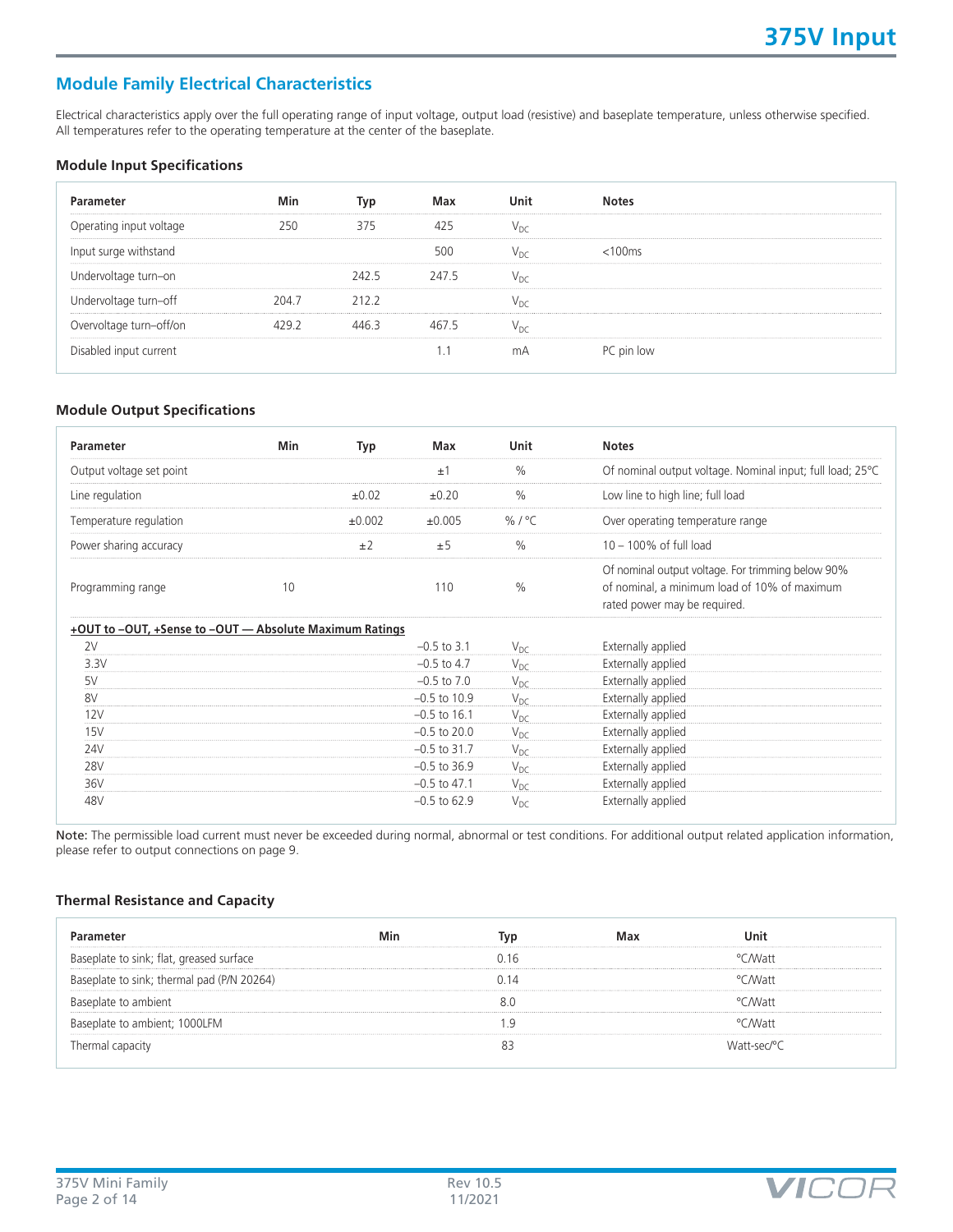## Module Family Electrical Characteristics

Electrical characteristics apply over the full operating range of input voltage, output load (resistive) and baseplate temperature, unless otherwise specified. All temperatures refer to the operating temperature at the center of the baseplate.

### Module Input Specifications

| Parameter | Min | Typ | Max | Unit | Notes |
|---|---|---|---|---|---|
| Operating input voltage | 250 | 375 | 425 | $V_{DC}$ | |
| Input surge withstand | | | 500 | $V_{DC}$ | <100ms |
| Undervoltage turn–on | | 242.5 | 247.5 | $V_{DC}$ | |
| Undervoltage turn–off | 204.7 | 212.2 | | $V_{DC}$ | |
| Overvoltage turn–off/on | 429.2 | 446.3 | 467.5 | $V_{DC}$ | |
| Disabled input current | | | 1.1 | mA | PC pin low |

### Module Output Specifications

| Parameter | Min | Typ | Max | Unit | Notes |
|---|---|---|---|---|---|
| Output voltage set point | | | ±1 | % | Of nominal output voltage. Nominal input; full load; 25°C |
| Line regulation | | ±0.02 | ±0.20 | % | Low line to high line; full load |
| Temperature regulation | | ±0.002 | ±0.005 | % / °C | Over operating temperature range |
| Power sharing accuracy | | ±2 | ±5 | % | 10 – 100% of full load |
| Programming range | 10 | | 110 | % | Of nominal output voltage. For trimming below 90% of nominal, a minimum load of 10% of maximum rated power may be required. |
| **+OUT to –OUT, +Sense to –OUT — Absolute Maximum Ratings** | | | | | |
| 2V | | | –0.5 to 3.1 | $V_{DC}$ | Externally applied |
| 3.3V | | | –0.5 to 4.7 | $V_{DC}$ | Externally applied |
| 5V | | | –0.5 to 7.0 | $V_{DC}$ | Externally applied |
| 8V | | | –0.5 to 10.9 | $V_{DC}$ | Externally applied |
| 12V | | | –0.5 to 16.1 | $V_{DC}$ | Externally applied |
| 15V | | | –0.5 to 20.0 | $V_{DC}$ | Externally applied |
| 24V | | | –0.5 to 31.7 | $V_{DC}$ | Externally applied |
| 28V | | | –0.5 to 36.9 | $V_{DC}$ | Externally applied |
| 36V | | | –0.5 to 47.1 | $V_{DC}$ | Externally applied |
| 48V | | | –0.5 to 62.9 | $V_{DC}$ | Externally applied |

**Note:** The permissible load current must never be exceeded during normal, abnormal or test conditions. For additional output related application information, please refer to output connections on page 9.

### Thermal Resistance and Capacity

| Parameter | Min | Typ | Max | Unit |
|---|---|---|---|---|
| Baseplate to sink; flat, greased surface | | 0.16 | | °C/Watt |
| Baseplate to sink; thermal pad (P/N 20264) | | 0.14 | | °C/Watt |
| Baseplate to ambient | | 8.0 | | °C/Watt |
| Baseplate to ambient; 1000LFM | | 1.9 | | °C/Watt |
| Thermal capacity | | 83 | | Watt-sec/°C |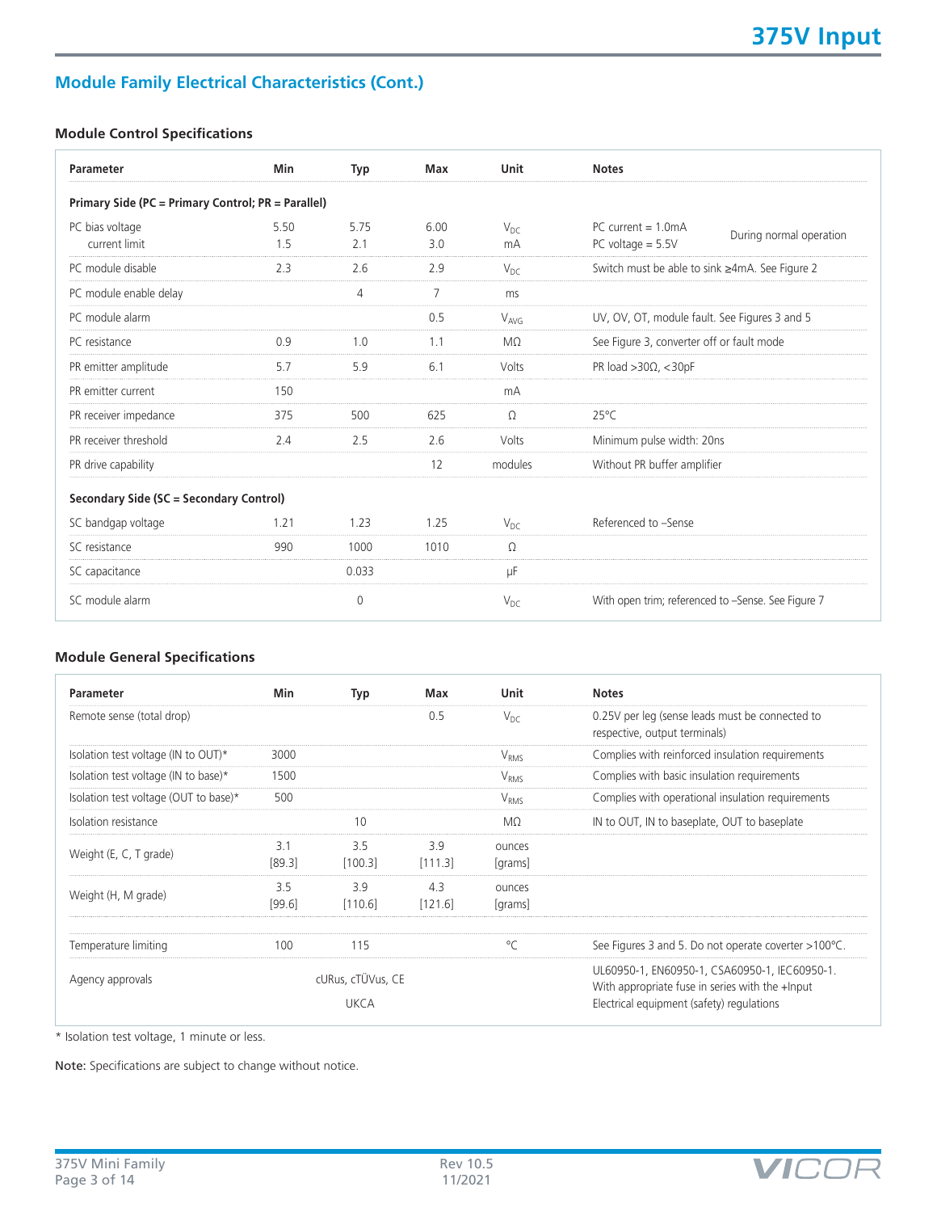## Module Family Electrical Characteristics (Cont.)

### Module Control Specifications

| Parameter | Min | Typ | Max | Unit | Notes |
|---|---|---|---|---|---|
| **Primary Side (PC = Primary Control; PR = Parallel)** | | | | | |
| PC bias voltage | 5.50 | 5.75 | 6.00 | $V_{DC}$ | PC current = 1.0mA; During normal operation |
| current limit | 1.5 | 2.1 | 3.0 | mA | PC voltage = 5.5V; During normal operation |
| PC module disable | 2.3 | 2.6 | 2.9 | $V_{DC}$ | Switch must be able to sink ≥4mA. See Figure 2 |
| PC module enable delay | | 4 | 7 | ms | |
| PC module alarm | | | 0.5 | $V_{AVG}$ | UV, OV, OT, module fault. See Figures 3 and 5 |
| PC resistance | 0.9 | 1.0 | 1.1 | MΩ | See Figure 3, converter off or fault mode |
| PR emitter amplitude | 5.7 | 5.9 | 6.1 | Volts | PR load >30Ω, <30pF |
| PR emitter current | 150 | | | mA | |
| PR receiver impedance | 375 | 500 | 625 | Ω | 25°C |
| PR receiver threshold | 2.4 | 2.5 | 2.6 | Volts | Minimum pulse width: 20ns |
| PR drive capability | | | 12 | modules | Without PR buffer amplifier |
| **Secondary Side (SC = Secondary Control)** | | | | | |
| SC bandgap voltage | 1.21 | 1.23 | 1.25 | $V_{DC}$ | Referenced to –Sense |
| SC resistance | 990 | 1000 | 1010 | Ω | |
| SC capacitance | | 0.033 | | µF | |
| SC module alarm | | 0 | | $V_{DC}$ | With open trim; referenced to –Sense. See Figure 7 |

### Module General Specifications

| Parameter | Min | Typ | Max | Unit | Notes |
|---|---|---|---|---|---|
| Remote sense (total drop) | | | 0.5 | $V_{DC}$ | 0.25V per leg (sense leads must be connected to respective, output terminals) |
| Isolation test voltage (IN to OUT)* | 3000 | | | $V_{RMS}$ | Complies with reinforced insulation requirements |
| Isolation test voltage (IN to base)* | 1500 | | | $V_{RMS}$ | Complies with basic insulation requirements |
| Isolation test voltage (OUT to base)* | 500 | | | $V_{RMS}$ | Complies with operational insulation requirements |
| Isolation resistance | | 10 | | MΩ | IN to OUT, IN to baseplate, OUT to baseplate |
| Weight (E, C, T grade) | 3.1 [89.3] | 3.5 [100.3] | 3.9 [111.3] | ounces [grams] | |
| Weight (H, M grade) | 3.5 [99.6] | 3.9 [110.6] | 4.3 [121.6] | ounces [grams] | |
| Temperature limiting | 100 | 115 | | °C | See Figures 3 and 5. Do not operate coverter >100°C. |
| Agency approvals | | cURus, cTÜVus, CE UKCA | | | UL60950-1, EN60950-1, CSA60950-1, IEC60950-1. With appropriate fuse in series with the +Input Electrical equipment (safety) regulations |

\* Isolation test voltage, 1 minute or less.

**Note:** Specifications are subject to change without notice.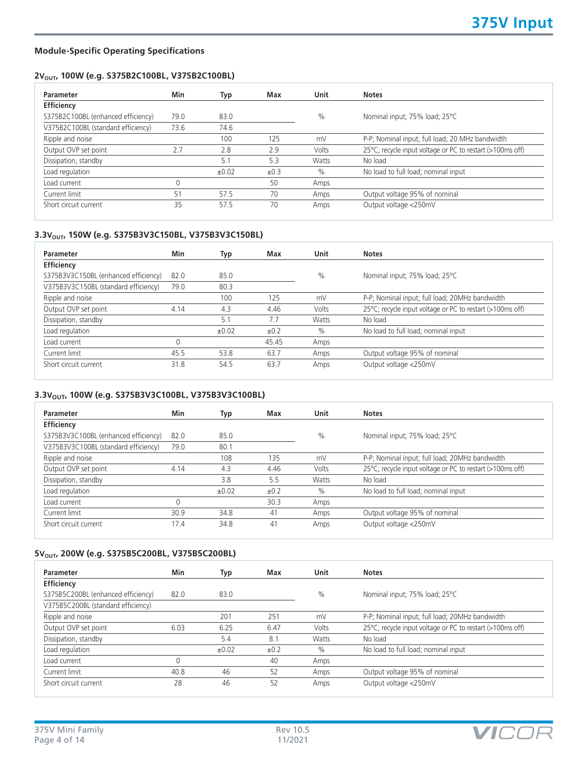## Module-Specific Operating Specifications

### $2V_{OUT}$, 100W (e.g. S375B2C100BL, V375B2C100BL)

| Parameter | Min | Typ | Max | Unit | Notes |
|---|---|---|---|---|---|
| **Efficiency** | | | | | |
| S375B2C100BL (enhanced efficiency) | 79.0 | 83.0 | | % | Nominal input; 75% load; 25°C |
| V375B2C100BL (standard efficiency) | 73.6 | 74.6 | | | |
| Ripple and noise | | 100 | 125 | mV | P-P; Nominal input; full load; 20 MHz bandwidth |
| Output OVP set point | 2.7 | 2.8 | 2.9 | Volts | 25°C; recycle input voltage or PC to restart (>100ms off) |
| Dissipation, standby | | 5.1 | 5.3 | Watts | No load |
| Load regulation | | ±0.02 | ±0.3 | % | No load to full load; nominal input |
| Load current | 0 | | 50 | Amps | |
| Current limit | 51 | 57.5 | 70 | Amps | Output voltage 95% of nominal |
| Short circuit current | 35 | 57.5 | 70 | Amps | Output voltage <250mV |

### $3.3V_{OUT}$, 150W (e.g. S375B3V3C150BL, V375B3V3C150BL)

| Parameter | Min | Typ | Max | Unit | Notes |
|---|---|---|---|---|---|
| **Efficiency** | | | | | |
| S375B3V3C150BL (enhanced efficiency) | 82.0 | 85.0 | | % | Nominal input; 75% load; 25°C |
| V375B3V3C150BL (standard efficiency) | 79.0 | 80.3 | | | |
| Ripple and noise | | 100 | 125 | mV | P-P; Nominal input; full load; 20MHz bandwidth |
| Output OVP set point | 4.14 | 4.3 | 4.46 | Volts | 25°C; recycle input voltage or PC to restart (>100ms off) |
| Dissipation, standby | | 5.1 | 7.7 | Watts | No load |
| Load regulation | | ±0.02 | ±0.2 | % | No load to full load; nominal input |
| Load current | 0 | | 45.45 | Amps | |
| Current limit | 45.5 | 53.8 | 63.7 | Amps | Output voltage 95% of nominal |
| Short circuit current | 31.8 | 54.5 | 63.7 | Amps | Output voltage <250mV |

### $3.3V_{OUT}$, 100W (e.g. S375B3V3C100BL, V375B3V3C100BL)

| Parameter | Min | Typ | Max | Unit | Notes |
|---|---|---|---|---|---|
| **Efficiency** | | | | | |
| S375B3V3C100BL (enhanced efficiency) | 82.0 | 85.0 | | % | Nominal input; 75% load; 25°C |
| V375B3V3C100BL (standard efficiency) | 79.0 | 80.1 | | | |
| Ripple and noise | | 108 | 135 | mV | P-P; Nominal input; full load; 20MHz bandwidth |
| Output OVP set point | 4.14 | 4.3 | 4.46 | Volts | 25°C; recycle input voltage or PC to restart (>100ms off) |
| Dissipation, standby | | 3.8 | 5.5 | Watts | No load |
| Load regulation | | ±0.02 | ±0.2 | % | No load to full load; nominal input |
| Load current | 0 | | 30.3 | Amps | |
| Current limit | 30.9 | 34.8 | 41 | Amps | Output voltage 95% of nominal |
| Short circuit current | 17.4 | 34.8 | 41 | Amps | Output voltage <250mV |

### $5V_{OUT}$, 200W (e.g. S375B5C200BL, V375B5C200BL)

| Parameter | Min | Typ | Max | Unit | Notes |
|---|---|---|---|---|---|
| **Efficiency** | | | | | |
| S375B5C200BL (enhanced efficiency) | 82.0 | 83.0 | | % | Nominal input; 75% load; 25°C |
| V375B5C200BL (standard efficiency) | | | | | |
| Ripple and noise | | 201 | 251 | mV | P-P; Nominal input; full load; 20MHz bandwidth |
| Output OVP set point | 6.03 | 6.25 | 6.47 | Volts | 25°C; recycle input voltage or PC to restart (>100ms off) |
| Dissipation, standby | | 5.4 | 8.1 | Watts | No load |
| Load regulation | | ±0.02 | ±0.2 | % | No load to full load; nominal input |
| Load current | 0 | | 40 | Amps | |
| Current limit | 40.8 | 46 | 52 | Amps | Output voltage 95% of nominal |
| Short circuit current | 28 | 46 | 52 | Amps | Output voltage <250mV |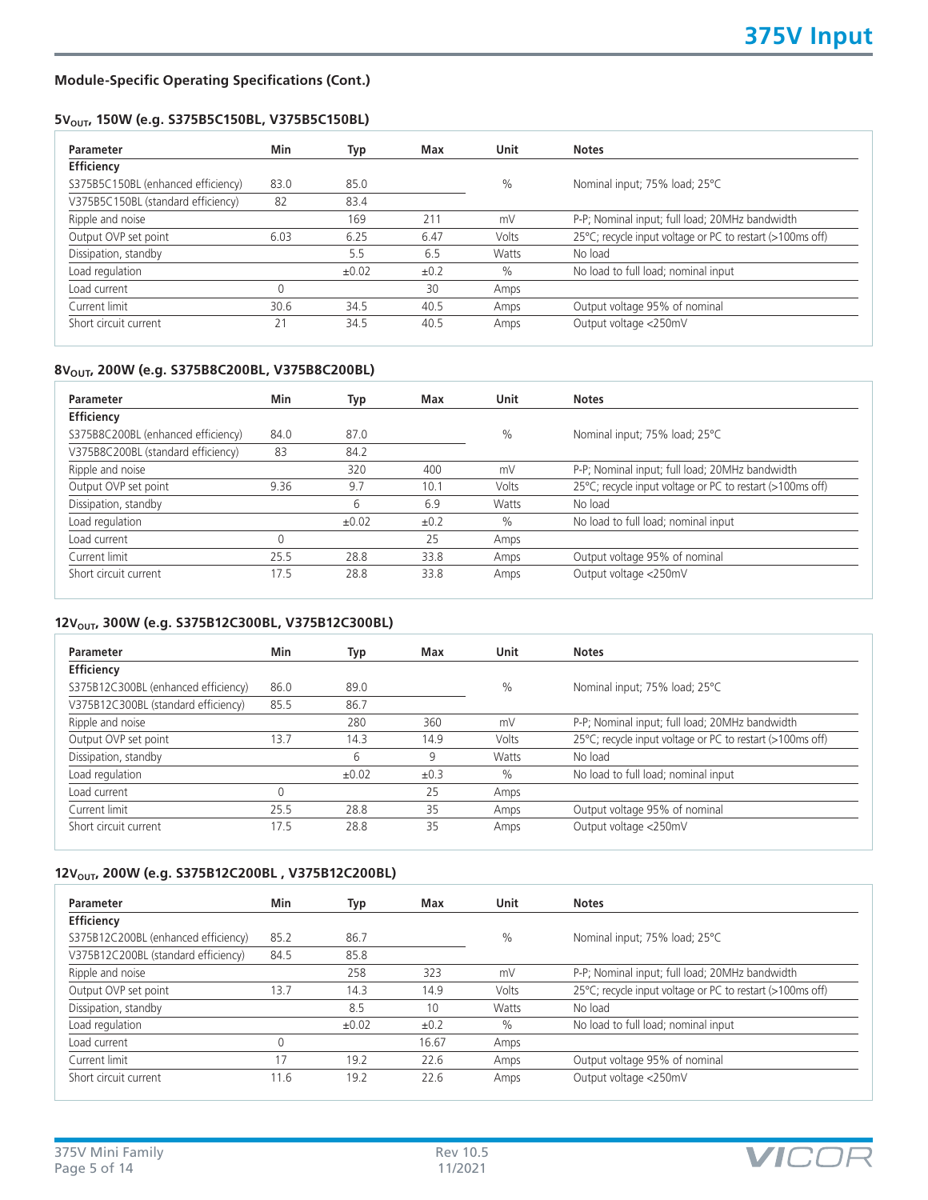## Module-Specific Operating Specifications (Cont.)

### $5V_{OUT}$, 150W (e.g. S375B5C150BL, V375B5C150BL)

| Parameter | Min | Typ | Max | Unit | Notes |
|---|---|---|---|---|---|
| **Efficiency** | | | | | |
| S375B5C150BL (enhanced efficiency) | 83.0 | 85.0 | | % | Nominal input; 75% load; 25°C |
| V375B5C150BL (standard efficiency) | 82 | 83.4 | | | |
| Ripple and noise | | 169 | 211 | mV | P-P; Nominal input; full load; 20MHz bandwidth |
| Output OVP set point | 6.03 | 6.25 | 6.47 | Volts | 25°C; recycle input voltage or PC to restart (>100ms off) |
| Dissipation, standby | | 5.5 | 6.5 | Watts | No load |
| Load regulation | | ±0.02 | ±0.2 | % | No load to full load; nominal input |
| Load current | 0 | | 30 | Amps | |
| Current limit | 30.6 | 34.5 | 40.5 | Amps | Output voltage 95% of nominal |
| Short circuit current | 21 | 34.5 | 40.5 | Amps | Output voltage <250mV |

### $8V_{OUT}$, 200W (e.g. S375B8C200BL, V375B8C200BL)

| Parameter | Min | Typ | Max | Unit | Notes |
|---|---|---|---|---|---|
| **Efficiency** | | | | | |
| S375B8C200BL (enhanced efficiency) | 84.0 | 87.0 | | % | Nominal input; 75% load; 25°C |
| V375B8C200BL (standard efficiency) | 83 | 84.2 | | | |
| Ripple and noise | | 320 | 400 | mV | P-P; Nominal input; full load; 20MHz bandwidth |
| Output OVP set point | 9.36 | 9.7 | 10.1 | Volts | 25°C; recycle input voltage or PC to restart (>100ms off) |
| Dissipation, standby | | 6 | 6.9 | Watts | No load |
| Load regulation | | ±0.02 | ±0.2 | % | No load to full load; nominal input |
| Load current | 0 | | 25 | Amps | |
| Current limit | 25.5 | 28.8 | 33.8 | Amps | Output voltage 95% of nominal |
| Short circuit current | 17.5 | 28.8 | 33.8 | Amps | Output voltage <250mV |

### $12V_{OUT}$, 300W (e.g. S375B12C300BL, V375B12C300BL)

| Parameter | Min | Typ | Max | Unit | Notes |
|---|---|---|---|---|---|
| **Efficiency** | | | | | |
| S375B12C300BL (enhanced efficiency) | 86.0 | 89.0 | | % | Nominal input; 75% load; 25°C |
| V375B12C300BL (standard efficiency) | 85.5 | 86.7 | | | |
| Ripple and noise | | 280 | 360 | mV | P-P; Nominal input; full load; 20MHz bandwidth |
| Output OVP set point | 13.7 | 14.3 | 14.9 | Volts | 25°C; recycle input voltage or PC to restart (>100ms off) |
| Dissipation, standby | | 6 | 9 | Watts | No load |
| Load regulation | | ±0.02 | ±0.3 | % | No load to full load; nominal input |
| Load current | 0 | | 25 | Amps | |
| Current limit | 25.5 | 28.8 | 35 | Amps | Output voltage 95% of nominal |
| Short circuit current | 17.5 | 28.8 | 35 | Amps | Output voltage <250mV |

### $12V_{OUT}$, 200W (e.g. S375B12C200BL , V375B12C200BL)

| Parameter | Min | Typ | Max | Unit | Notes |
|---|---|---|---|---|---|
| **Efficiency** | | | | | |
| S375B12C200BL (enhanced efficiency) | 85.2 | 86.7 | | % | Nominal input; 75% load; 25°C |
| V375B12C200BL (standard efficiency) | 84.5 | 85.8 | | | |
| Ripple and noise | | 258 | 323 | mV | P-P; Nominal input; full load; 20MHz bandwidth |
| Output OVP set point | 13.7 | 14.3 | 14.9 | Volts | 25°C; recycle input voltage or PC to restart (>100ms off) |
| Dissipation, standby | | 8.5 | 10 | Watts | No load |
| Load regulation | | ±0.02 | ±0.2 | % | No load to full load; nominal input |
| Load current | 0 | | 16.67 | Amps | |
| Current limit | 17 | 19.2 | 22.6 | Amps | Output voltage 95% of nominal |
| Short circuit current | 11.6 | 19.2 | 22.6 | Amps | Output voltage <250mV |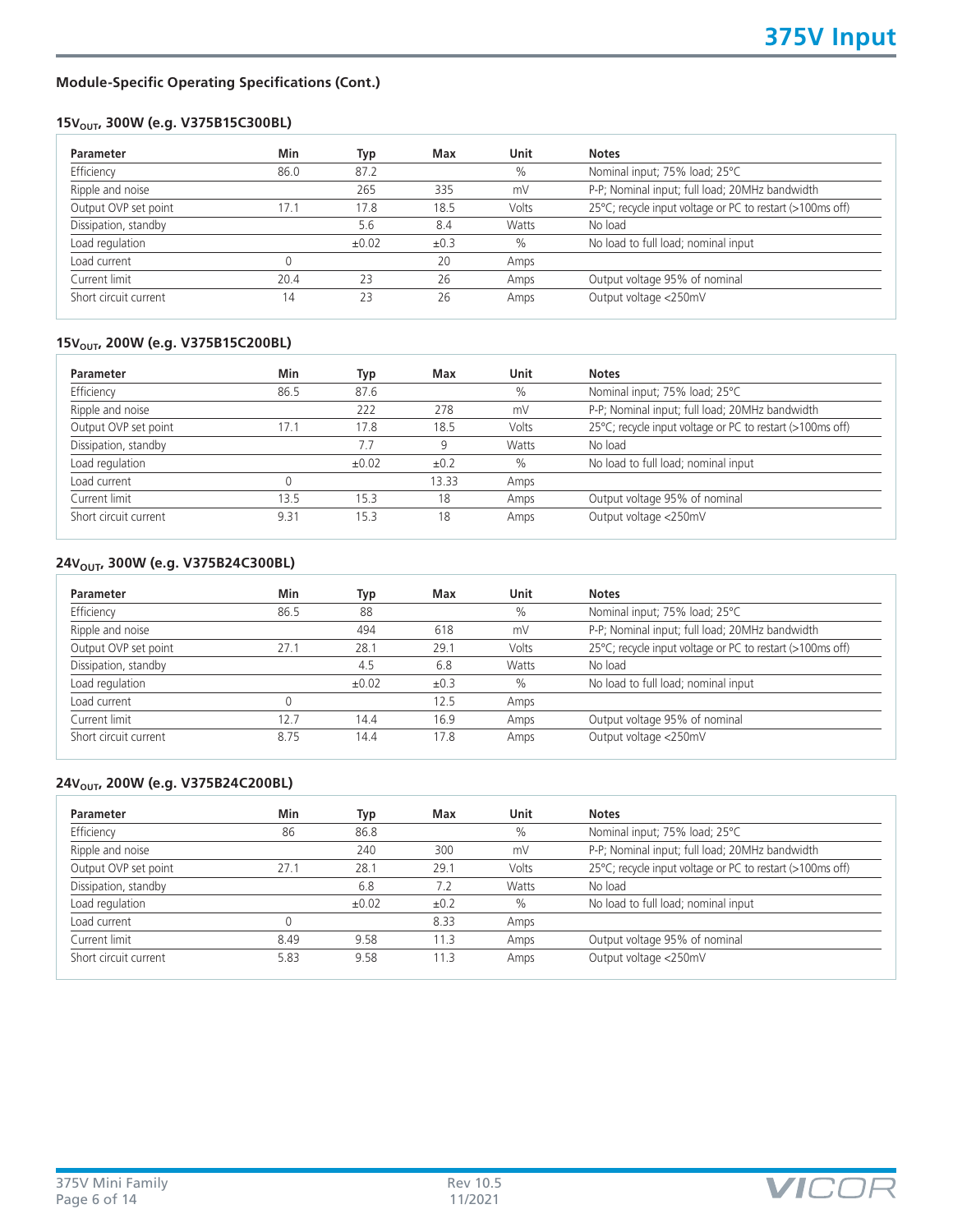## Module-Specific Operating Specifications (Cont.)

### $15V_{OUT}$, 300W (e.g. V375B15C300BL)

| Parameter | Min | Typ | Max | Unit | Notes |
|---|---|---|---|---|---|
| Efficiency | 86.0 | 87.2 | | % | Nominal input; 75% load; 25°C |
| Ripple and noise | | 265 | 335 | mV | P-P; Nominal input; full load; 20MHz bandwidth |
| Output OVP set point | 17.1 | 17.8 | 18.5 | Volts | 25°C; recycle input voltage or PC to restart (>100ms off) |
| Dissipation, standby | | 5.6 | 8.4 | Watts | No load |
| Load regulation | | ±0.02 | ±0.3 | % | No load to full load; nominal input |
| Load current | 0 | | 20 | Amps | |
| Current limit | 20.4 | 23 | 26 | Amps | Output voltage 95% of nominal |
| Short circuit current | 14 | 23 | 26 | Amps | Output voltage <250mV |

### $15V_{OUT}$, 200W (e.g. V375B15C200BL)

| Parameter | Min | Typ | Max | Unit | Notes |
|---|---|---|---|---|---|
| Efficiency | 86.5 | 87.6 | | % | Nominal input; 75% load; 25°C |
| Ripple and noise | | 222 | 278 | mV | P-P; Nominal input; full load; 20MHz bandwidth |
| Output OVP set point | 17.1 | 17.8 | 18.5 | Volts | 25°C; recycle input voltage or PC to restart (>100ms off) |
| Dissipation, standby | | 7.7 | 9 | Watts | No load |
| Load regulation | | ±0.02 | ±0.2 | % | No load to full load; nominal input |
| Load current | 0 | | 13.33 | Amps | |
| Current limit | 13.5 | 15.3 | 18 | Amps | Output voltage 95% of nominal |
| Short circuit current | 9.31 | 15.3 | 18 | Amps | Output voltage <250mV |

### $24V_{OUT}$, 300W (e.g. V375B24C300BL)

| Parameter | Min | Typ | Max | Unit | Notes |
|---|---|---|---|---|---|
| Efficiency | 86.5 | 88 | | % | Nominal input; 75% load; 25°C |
| Ripple and noise | | 494 | 618 | mV | P-P; Nominal input; full load; 20MHz bandwidth |
| Output OVP set point | 27.1 | 28.1 | 29.1 | Volts | 25°C; recycle input voltage or PC to restart (>100ms off) |
| Dissipation, standby | | 4.5 | 6.8 | Watts | No load |
| Load regulation | | ±0.02 | ±0.3 | % | No load to full load; nominal input |
| Load current | 0 | | 12.5 | Amps | |
| Current limit | 12.7 | 14.4 | 16.9 | Amps | Output voltage 95% of nominal |
| Short circuit current | 8.75 | 14.4 | 17.8 | Amps | Output voltage <250mV |

### $24V_{OUT}$, 200W (e.g. V375B24C200BL)

| Parameter | Min | Typ | Max | Unit | Notes |
|---|---|---|---|---|---|
| Efficiency | 86 | 86.8 | | % | Nominal input; 75% load; 25°C |
| Ripple and noise | | 240 | 300 | mV | P-P; Nominal input; full load; 20MHz bandwidth |
| Output OVP set point | 27.1 | 28.1 | 29.1 | Volts | 25°C; recycle input voltage or PC to restart (>100ms off) |
| Dissipation, standby | | 6.8 | 7.2 | Watts | No load |
| Load regulation | | ±0.02 | ±0.2 | % | No load to full load; nominal input |
| Load current | 0 | | 8.33 | Amps | |
| Current limit | 8.49 | 9.58 | 11.3 | Amps | Output voltage 95% of nominal |
| Short circuit current | 5.83 | 9.58 | 11.3 | Amps | Output voltage <250mV |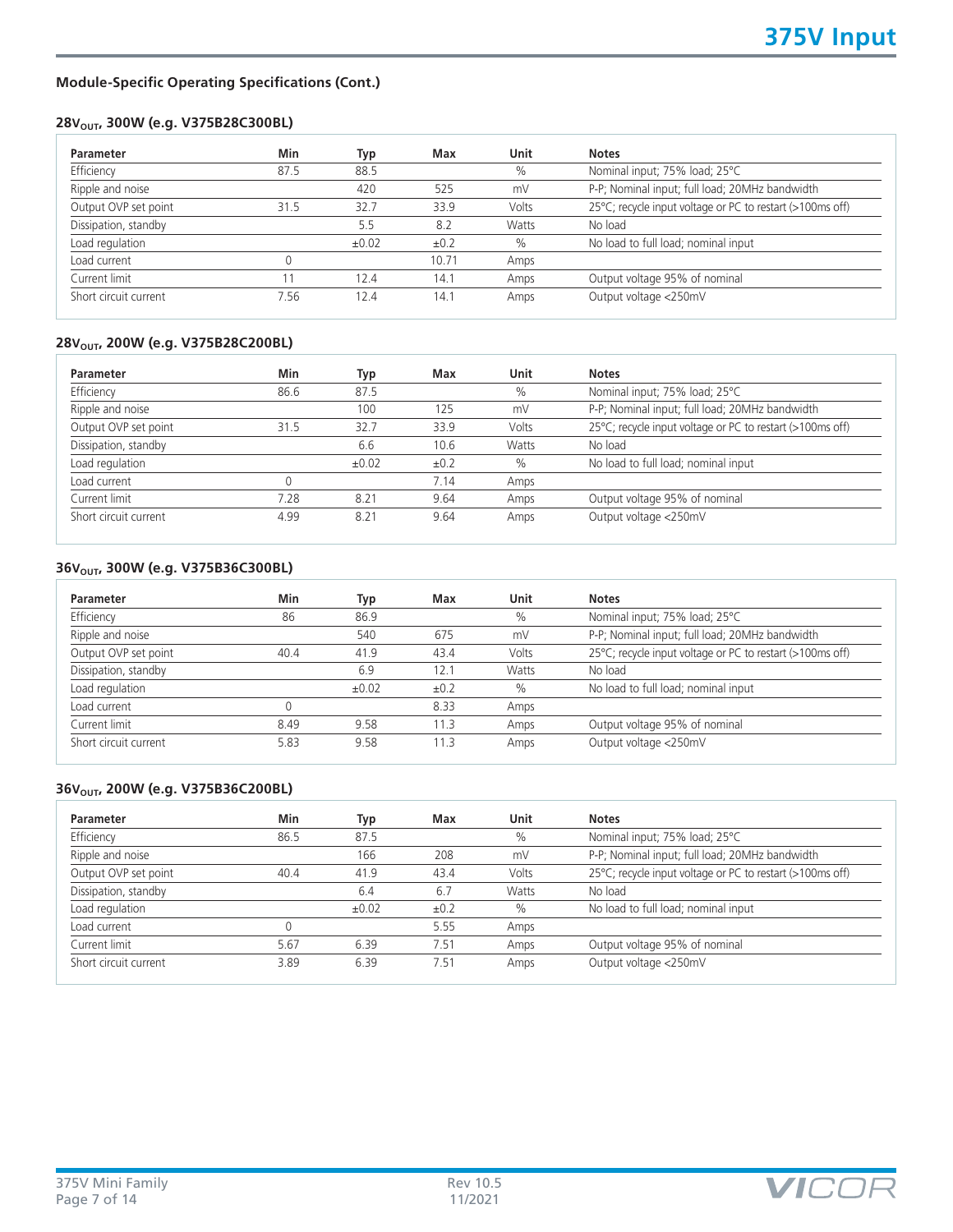## Module-Specific Operating Specifications (Cont.)

### 28$V_{OUT}$, 300W (e.g. V375B28C300BL)

| Parameter | Min | Typ | Max | Unit | Notes |
|---|---|---|---|---|---|
| Efficiency | 87.5 | 88.5 | | % | Nominal input; 75% load; 25°C |
| Ripple and noise | | 420 | 525 | mV | P-P; Nominal input; full load; 20MHz bandwidth |
| Output OVP set point | 31.5 | 32.7 | 33.9 | Volts | 25°C; recycle input voltage or PC to restart (>100ms off) |
| Dissipation, standby | | 5.5 | 8.2 | Watts | No load |
| Load regulation | | ±0.02 | ±0.2 | % | No load to full load; nominal input |
| Load current | 0 | | 10.71 | Amps | |
| Current limit | 11 | 12.4 | 14.1 | Amps | Output voltage 95% of nominal |
| Short circuit current | 7.56 | 12.4 | 14.1 | Amps | Output voltage <250mV |

### 28$V_{OUT}$, 200W (e.g. V375B28C200BL)

| Parameter | Min | Typ | Max | Unit | Notes |
|---|---|---|---|---|---|
| Efficiency | 86.6 | 87.5 | | % | Nominal input; 75% load; 25°C |
| Ripple and noise | | 100 | 125 | mV | P-P; Nominal input; full load; 20MHz bandwidth |
| Output OVP set point | 31.5 | 32.7 | 33.9 | Volts | 25°C; recycle input voltage or PC to restart (>100ms off) |
| Dissipation, standby | | 6.6 | 10.6 | Watts | No load |
| Load regulation | | ±0.02 | ±0.2 | % | No load to full load; nominal input |
| Load current | 0 | | 7.14 | Amps | |
| Current limit | 7.28 | 8.21 | 9.64 | Amps | Output voltage 95% of nominal |
| Short circuit current | 4.99 | 8.21 | 9.64 | Amps | Output voltage <250mV |

### 36$V_{OUT}$, 300W (e.g. V375B36C300BL)

| Parameter | Min | Typ | Max | Unit | Notes |
|---|---|---|---|---|---|
| Efficiency | 86 | 86.9 | | % | Nominal input; 75% load; 25°C |
| Ripple and noise | | 540 | 675 | mV | P-P; Nominal input; full load; 20MHz bandwidth |
| Output OVP set point | 40.4 | 41.9 | 43.4 | Volts | 25°C; recycle input voltage or PC to restart (>100ms off) |
| Dissipation, standby | | 6.9 | 12.1 | Watts | No load |
| Load regulation | | ±0.02 | ±0.2 | % | No load to full load; nominal input |
| Load current | 0 | | 8.33 | Amps | |
| Current limit | 8.49 | 9.58 | 11.3 | Amps | Output voltage 95% of nominal |
| Short circuit current | 5.83 | 9.58 | 11.3 | Amps | Output voltage <250mV |

### 36$V_{OUT}$, 200W (e.g. V375B36C200BL)

| Parameter | Min | Typ | Max | Unit | Notes |
|---|---|---|---|---|---|
| Efficiency | 86.5 | 87.5 | | % | Nominal input; 75% load; 25°C |
| Ripple and noise | | 166 | 208 | mV | P-P; Nominal input; full load; 20MHz bandwidth |
| Output OVP set point | 40.4 | 41.9 | 43.4 | Volts | 25°C; recycle input voltage or PC to restart (>100ms off) |
| Dissipation, standby | | 6.4 | 6.7 | Watts | No load |
| Load regulation | | ±0.02 | ±0.2 | % | No load to full load; nominal input |
| Load current | 0 | | 5.55 | Amps | |
| Current limit | 5.67 | 6.39 | 7.51 | Amps | Output voltage 95% of nominal |
| Short circuit current | 3.89 | 6.39 | 7.51 | Amps | Output voltage <250mV |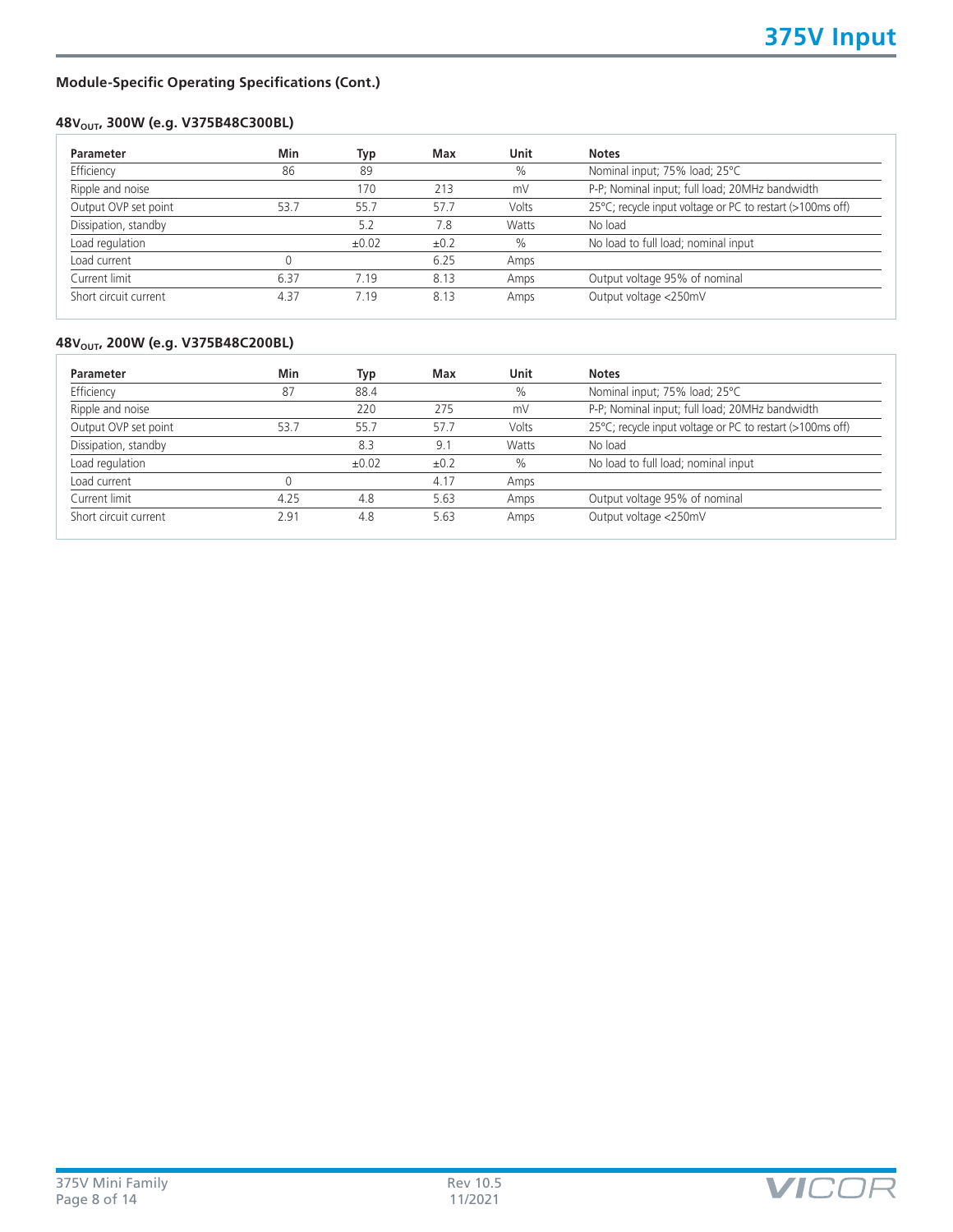## Module-Specific Operating Specifications (Cont.)

### $48V_{OUT}$, 300W (e.g. V375B48C300BL)

| Parameter | Min | Typ | Max | Unit | Notes |
|---|---|---|---|---|---|
| Efficiency | 86 | 89 | | % | Nominal input; 75% load; 25°C |
| Ripple and noise | | 170 | 213 | mV | P-P; Nominal input; full load; 20MHz bandwidth |
| Output OVP set point | 53.7 | 55.7 | 57.7 | Volts | 25°C; recycle input voltage or PC to restart (>100ms off) |
| Dissipation, standby | | 5.2 | 7.8 | Watts | No load |
| Load regulation | | ±0.02 | ±0.2 | % | No load to full load; nominal input |
| Load current | 0 | | 6.25 | Amps | |
| Current limit | 6.37 | 7.19 | 8.13 | Amps | Output voltage 95% of nominal |
| Short circuit current | 4.37 | 7.19 | 8.13 | Amps | Output voltage <250mV |

### $48V_{OUT}$, 200W (e.g. V375B48C200BL)

| Parameter | Min | Typ | Max | Unit | Notes |
|---|---|---|---|---|---|
| Efficiency | 87 | 88.4 | | % | Nominal input; 75% load; 25°C |
| Ripple and noise | | 220 | 275 | mV | P-P; Nominal input; full load; 20MHz bandwidth |
| Output OVP set point | 53.7 | 55.7 | 57.7 | Volts | 25°C; recycle input voltage or PC to restart (>100ms off) |
| Dissipation, standby | | 8.3 | 9.1 | Watts | No load |
| Load regulation | | ±0.02 | ±0.2 | % | No load to full load; nominal input |
| Load current | 0 | | 4.17 | Amps | |
| Current limit | 4.25 | 4.8 | 5.63 | Amps | Output voltage 95% of nominal |
| Short circuit current | 2.91 | 4.8 | 5.63 | Amps | Output voltage <250mV |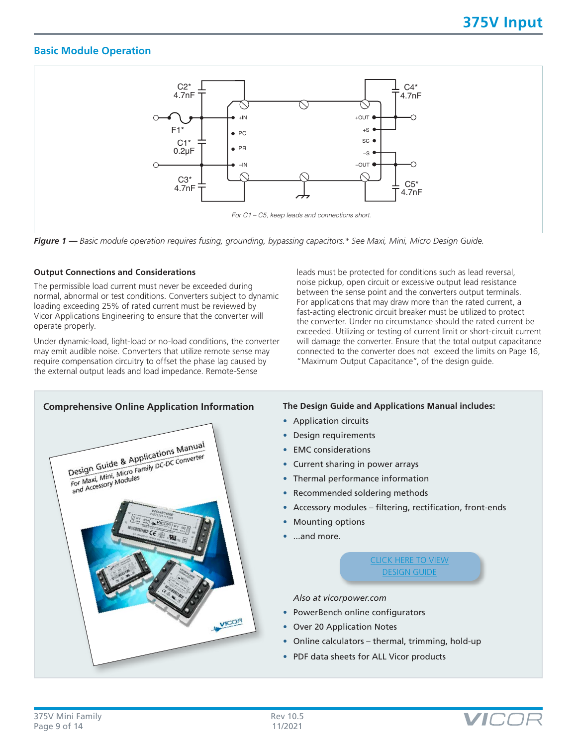## Basic Module Operation

C2* 4.7nF
C4* 4.7nF
F1*
C1* 0.2µF
C3* 4.7nF
C5* 4.7nF
+IN
PC
PR
–IN
+OUT
+S
SC
–S
–OUT

*For C1 – C5, keep leads and connections short.*

***Figure 1** — Basic module operation requires fusing, grounding, bypassing capacitors.* See Maxi, Mini, Micro Design Guide.*

### Output Connections and Considerations

The permissible load current must never be exceeded during normal, abnormal or test conditions. Converters subject to dynamic loading exceeding 25% of rated current must be reviewed by Vicor Applications Engineering to ensure that the converter will operate properly.

Under dynamic-load, light-load or no-load conditions, the converter may emit audible noise. Converters that utilize remote sense may require compensation circuitry to offset the phase lag caused by the external output leads and load impedance. Remote-Sense leads must be protected for conditions such as lead reversal, noise pickup, open circuit or excessive output lead resistance between the sense point and the converters output terminals. For applications that may draw more than the rated current, a fast-acting electronic circuit breaker must be utilized to protect the converter. Under no circumstance should the rated current be exceeded. Utilizing or testing of current limit or short-circuit current will damage the converter. Ensure that the total output capacitance connected to the converter does not exceed the limits on Page 16, "Maximum Output Capacitance", of the design guide.

### Comprehensive Online Application Information

Design Guide & Applications Manual
For Maxi, Mini, Micro Family DC-DC Converter and Accessory Modules

**The Design Guide and Applications Manual includes:**

- Application circuits
- Design requirements
- EMC considerations
- Current sharing in power arrays
- Thermal performance information
- Recommended soldering methods
- Accessory modules – filtering, rectification, front-ends
- Mounting options
- ...and more.

CLICK HERE TO VIEW DESIGN GUIDE

*Also at vicorpower.com*

- PowerBench online configurators
- Over 20 Application Notes
- Online calculators – thermal, trimming, hold-up
- PDF data sheets for ALL Vicor products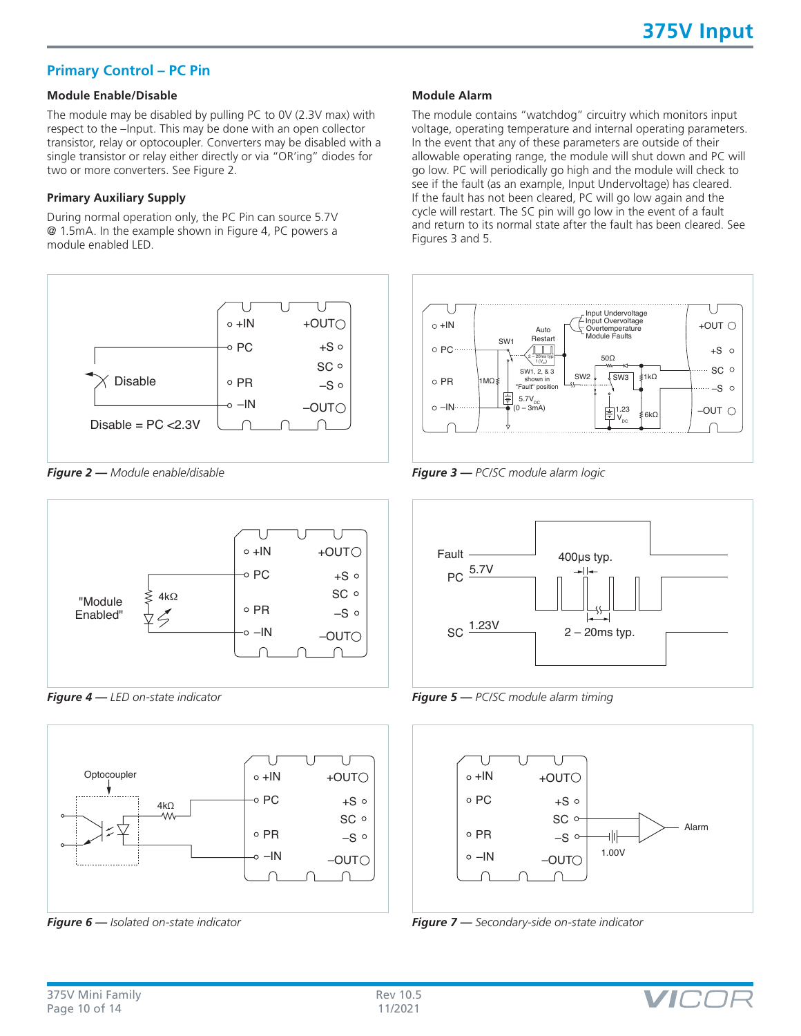## Primary Control – PC Pin

### Module Enable/Disable

The module may be disabled by pulling PC to 0V (2.3V max) with respect to the –Input. This may be done with an open collector transistor, relay or optocoupler. Converters may be disabled with a single transistor or relay either directly or via "OR'ing" diodes for two or more converters. See Figure 2.

### Primary Auxiliary Supply

During normal operation only, the PC Pin can source 5.7V @ 1.5mA. In the example shown in Figure 4, PC powers a module enabled LED.

### Module Alarm

The module contains "watchdog" circuitry which monitors input voltage, operating temperature and internal operating parameters. In the event that any of these parameters are outside of their allowable operating range, the module will shut down and PC will go low. PC will periodically go high and the module will check to see if the fault (as an example, Input Undervoltage) has cleared. If the fault has not been cleared, PC will go low again and the cycle will restart. The SC pin will go low in the event of a fault and return to its normal state after the fault has been cleared. See Figures 3 and 5.

***Figure 2** — Module enable/disable*

***Figure 3** — PC/SC module alarm logic*

***Figure 4** — LED on-state indicator*

***Figure 5** — PC/SC module alarm timing*

***Figure 6** — Isolated on-state indicator*

***Figure 7** — Secondary-side on-state indicator*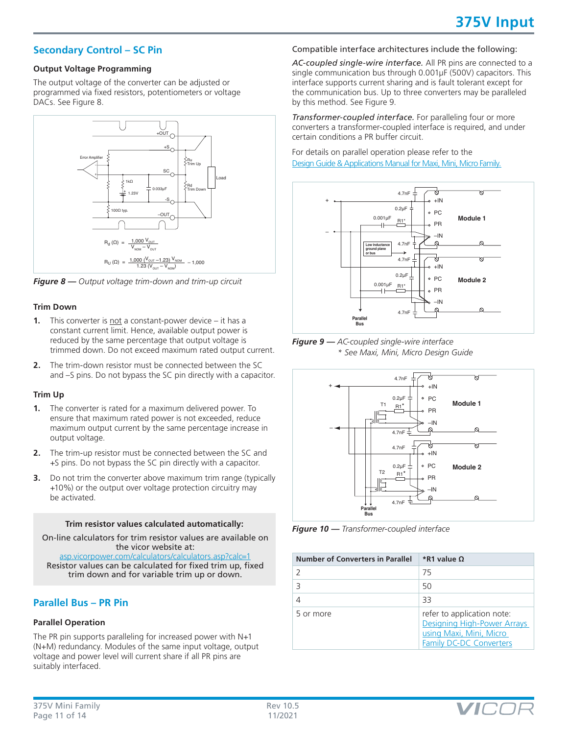## Secondary Control – SC Pin

### Output Voltage Programming

The output voltage of the converter can be adjusted or programmed via fixed resistors, potentiometers or voltage DACs. See Figure 8.

$$R_d\ (\Omega) = \frac{1{,}000\ V_{OUT}}{V_{NOM} - V_{OUT}}$$

$$R_U\ (\Omega) = \frac{1{,}000\ (V_{OUT} - 1.23)\ V_{NOM}}{1.23\ (V_{OUT} - V_{NOM})} - 1{,}000$$

*Figure 8 — Output voltage trim-down and trim-up circuit*

### Trim Down

1. This converter is not a constant-power device – it has a constant current limit. Hence, available output power is reduced by the same percentage that output voltage is trimmed down. Do not exceed maximum rated output current.
2. The trim-down resistor must be connected between the SC and –S pins. Do not bypass the SC pin directly with a capacitor.

### Trim Up

1. The converter is rated for a maximum delivered power. To ensure that maximum rated power is not exceeded, reduce maximum output current by the same percentage increase in output voltage.
2. The trim-up resistor must be connected between the SC and +S pins. Do not bypass the SC pin directly with a capacitor.
3. Do not trim the converter above maximum trim range (typically +10%) or the output over voltage protection circuitry may be activated.

**Trim resistor values calculated automatically:**

On-line calculators for trim resistor values are available on the vicor website at:
asp.vicorpower.com/calculators/calculators.asp?calc=1
Resistor values can be calculated for fixed trim up, fixed trim down and for variable trim up or down.

## Parallel Bus – PR Pin

### Parallel Operation

The PR pin supports paralleling for increased power with N+1 (N+M) redundancy. Modules of the same input voltage, output voltage and power level will current share if all PR pins are suitably interfaced.

Compatible interface architectures include the following:

*AC-coupled single-wire interface.* All PR pins are connected to a single communication bus through 0.001µF (500V) capacitors. This interface supports current sharing and is fault tolerant except for the communication bus. Up to three converters may be paralleled by this method. See Figure 9.

*Transformer-coupled interface.* For paralleling four or more converters a transformer-coupled interface is required, and under certain conditions a PR buffer circuit.

For details on parallel operation please refer to the Design Guide & Applications Manual for Maxi, Mini, Micro Family.

*Figure 9 — AC-coupled single-wire interface*
\* See Maxi, Mini, Micro Design Guide

*Figure 10 — Transformer-coupled interface*

| Number of Converters in Parallel | *R1 value Ω |
|---|---|
| 2 | 75 |
| 3 | 50 |
| 4 | 33 |
| 5 or more | refer to application note: Designing High-Power Arrays using Maxi, Mini, Micro Family DC-DC Converters |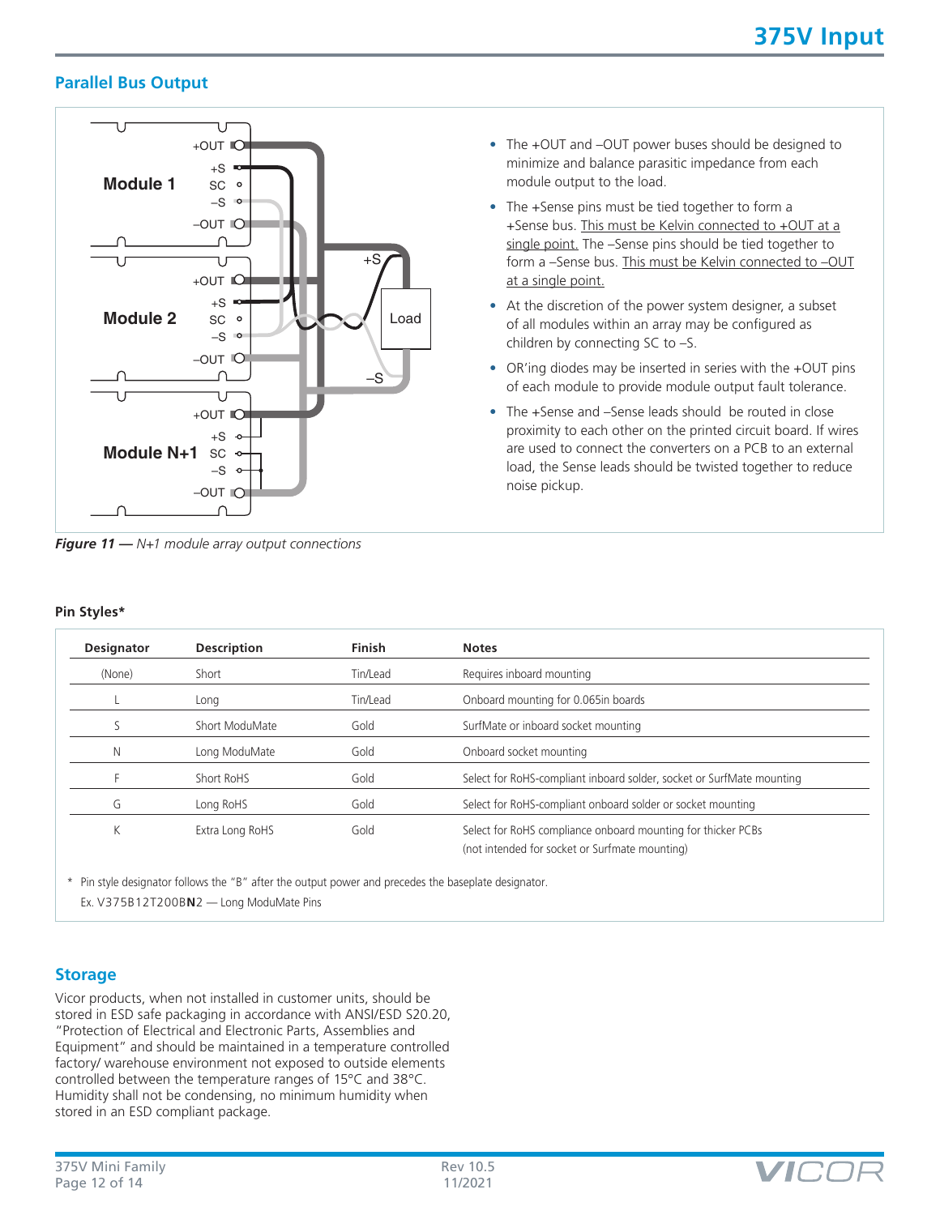## Parallel Bus Output

- The +OUT and –OUT power buses should be designed to minimize and balance parasitic impedance from each module output to the load.
- The +Sense pins must be tied together to form a +Sense bus. This must be Kelvin connected to +OUT at a single point. The –Sense pins should be tied together to form a –Sense bus. This must be Kelvin connected to –OUT at a single point.
- At the discretion of the power system designer, a subset of all modules within an array may be configured as children by connecting SC to –S.
- OR'ing diodes may be inserted in series with the +OUT pins of each module to provide module output fault tolerance.
- The +Sense and –Sense leads should be routed in close proximity to each other on the printed circuit board. If wires are used to connect the converters on a PCB to an external load, the Sense leads should be twisted together to reduce noise pickup.

***Figure 11 —*** *N+1 module array output connections*

**Pin Styles***

| Designator | Description | Finish | Notes |
|---|---|---|---|
| (None) | Short | Tin/Lead | Requires inboard mounting |
| L | Long | Tin/Lead | Onboard mounting for 0.065in boards |
| S | Short ModuMate | Gold | SurfMate or inboard socket mounting |
| N | Long ModuMate | Gold | Onboard socket mounting |
| F | Short RoHS | Gold | Select for RoHS-compliant inboard solder, socket or SurfMate mounting |
| G | Long RoHS | Gold | Select for RoHS-compliant onboard solder or socket mounting |
| K | Extra Long RoHS | Gold | Select for RoHS compliance onboard mounting for thicker PCBs (not intended for socket or Surfmate mounting) |

\* Pin style designator follows the "B" after the output power and precedes the baseplate designator.
Ex. V375B12T200B**N**2 — Long ModuMate Pins

## Storage

Vicor products, when not installed in customer units, should be stored in ESD safe packaging in accordance with ANSI/ESD S20.20, "Protection of Electrical and Electronic Parts, Assemblies and Equipment" and should be maintained in a temperature controlled factory/ warehouse environment not exposed to outside elements controlled between the temperature ranges of 15°C and 38°C. Humidity shall not be condensing, no minimum humidity when stored in an ESD compliant package.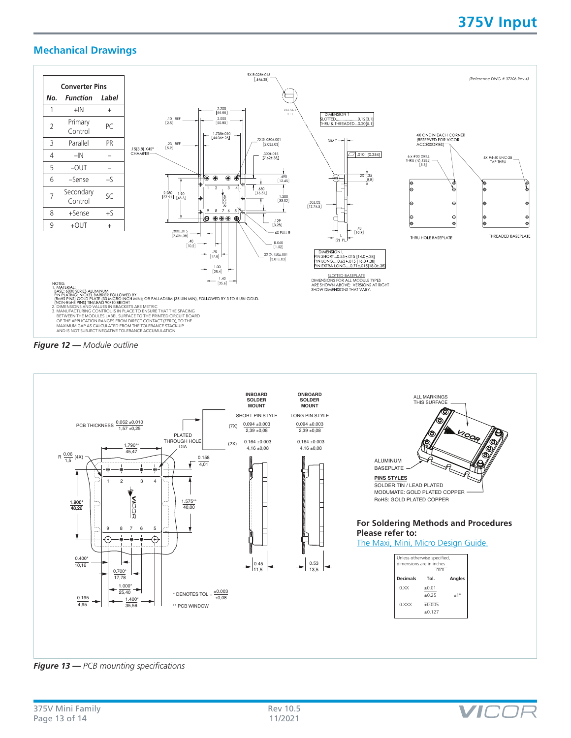## Mechanical Drawings

| No. | Function | Label |
|---|---|---|
| 1 | +IN | + |
| 2 | Primary Control | PC |
| 3 | Parallel | PR |
| 4 | –IN | – |
| 5 | –OUT | – |
| 6 | –Sense | –S |
| 7 | Secondary Control | SC |
| 8 | +Sense | +S |
| 9 | +OUT | + |

(Reference DWG # 37206 Rev 4)

NOTES:
1. MATERIAL:
BASE: 6000 SERIES ALUMINUM
PIN PLATING: NICKEL BARRIER FOLLOWED BY
(RoHS PINS) GOLD PLATE (30 MICRO INCH MIN); OR PALLADIUM (35 UIN MIN), FOLLOWED BY 3 TO 5 UIN GOLD.
(NON-RoHS PINS) TIN/LEAD 90/10 BRIGHT
2. DIMENSIONS AND VALUES IN BRACKETS ARE METRIC
3. MANUFACTURING CONTROL IS IN PLACE TO ENSURE THAT THE SPACING BETWEEN THE MODULES LABEL SURFACE TO THE PRINTED CIRCUIT BOARD OF THE APPLICATION RANGES FROM DIRECT CONTACT (ZERO), TO THE MAXIMUM GAP AS CALCULATED FROM THE TOLERANCE STACK-UP AND IS NOT SUBJECT NEGATIVE TOLERANCE ACCUMULATION

DIMENSION T
SLOTTED..................0.12[3.1]
THRU & THREADED...0.20[5.1]

DIMENSION L
PIN SHORT...0.55±.015 [14.0±.38]
PIN LONG....0.63±.015 [16.0±.38]
PIN EXTRA LONG....0.71±.015[18.0±.38]

SLOTTED BASEPLATE
DIMENSIONS FOR ALL MODULE TYPES ARE SHOWN ABOVE; VERSIONS AT RIGHT SHOW DIMENSIONS THAT VARY.

4X ONE IN EACH CORNER (RESERVED FOR VICOR ACCESSORIES)

6 x #30 DRILL THRU (Ø.1285) [3.3]

6X #4-40 UNC-2B TAP THRU

THRU HOLE BASEPLATE

THREADED BASEPLATE

***Figure 12** — Module outline*

| | INBOARD SOLDER MOUNT | ONBOARD SOLDER MOUNT |
|---|---|---|
| | SHORT PIN STYLE | LONG PIN STYLE |
| (7X) | 0.094 ±0.003 / 2,39 ±0,08 | 0.094 ±0.003 / 2,39 ±0,08 |
| (2X) | 0.164 ±0.003 / 4,16 ±0,08 | 0.164 ±0.003 / 4,16 ±0,08 |
| | 0.45 / 11,5 | 0.53 / 13,5 |

PCB THICKNESS 0.062 ±0.010 / 1,57 ±0,25

PLATED THROUGH HOLE DIA

ALL MARKINGS THIS SURFACE

ALUMINUM BASEPLATE

**PINS STYLES**
SOLDER:TIN / LEAD PLATED
MODUMATE: GOLD PLATED COPPER
RoHS: GOLD PLATED COPPER

* DENOTES TOL = ±0.003 / ±0,08

** PCB WINDOW

**For Soldering Methods and Procedures Please refer to:**
The Maxi, Mini, Micro Design Guide.

Unless otherwise specified, dimensions are in inches / mm

| Decimals | Tol. | Angles |
|---|---|---|
| 0.XX | ±0.01 / ±0.25 | ±1° |
| 0.XXX | ±0.005 / ±0.127 | |

***Figure 13** — PCB mounting specifications*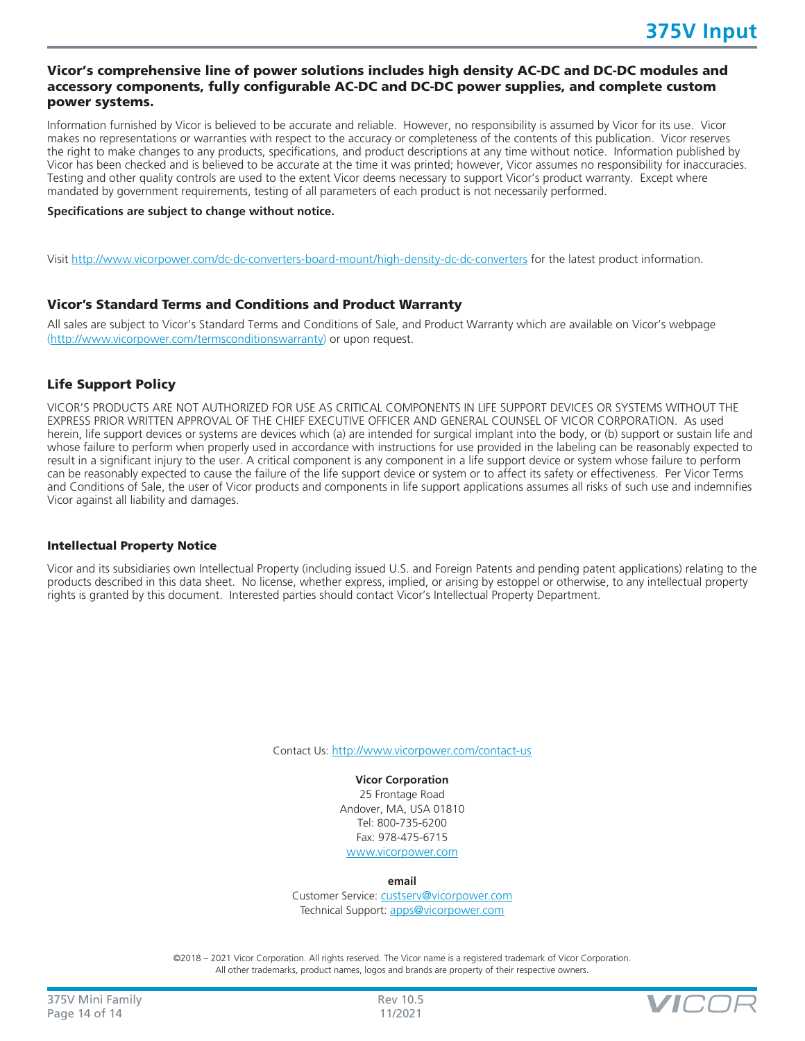**Vicor's comprehensive line of power solutions includes high density AC-DC and DC-DC modules and accessory components, fully configurable AC-DC and DC-DC power supplies, and complete custom power systems.**

Information furnished by Vicor is believed to be accurate and reliable. However, no responsibility is assumed by Vicor for its use. Vicor makes no representations or warranties with respect to the accuracy or completeness of the contents of this publication. Vicor reserves the right to make changes to any products, specifications, and product descriptions at any time without notice. Information published by Vicor has been checked and is believed to be accurate at the time it was printed; however, Vicor assumes no responsibility for inaccuracies. Testing and other quality controls are used to the extent Vicor deems necessary to support Vicor's product warranty. Except where mandated by government requirements, testing of all parameters of each product is not necessarily performed.

**Specifications are subject to change without notice.**

Visit http://www.vicorpower.com/dc-dc-converters-board-mount/high-density-dc-dc-converters for the latest product information.

## Vicor's Standard Terms and Conditions and Product Warranty

All sales are subject to Vicor's Standard Terms and Conditions of Sale, and Product Warranty which are available on Vicor's webpage (http://www.vicorpower.com/termsconditionswarranty) or upon request.

## Life Support Policy

VICOR'S PRODUCTS ARE NOT AUTHORIZED FOR USE AS CRITICAL COMPONENTS IN LIFE SUPPORT DEVICES OR SYSTEMS WITHOUT THE EXPRESS PRIOR WRITTEN APPROVAL OF THE CHIEF EXECUTIVE OFFICER AND GENERAL COUNSEL OF VICOR CORPORATION. As used herein, life support devices or systems are devices which (a) are intended for surgical implant into the body, or (b) support or sustain life and whose failure to perform when properly used in accordance with instructions for use provided in the labeling can be reasonably expected to result in a significant injury to the user. A critical component is any component in a life support device or system whose failure to perform can be reasonably expected to cause the failure of the life support device or system or to affect its safety or effectiveness. Per Vicor Terms and Conditions of Sale, the user of Vicor products and components in life support applications assumes all risks of such use and indemnifies Vicor against all liability and damages.

### Intellectual Property Notice

Vicor and its subsidiaries own Intellectual Property (including issued U.S. and Foreign Patents and pending patent applications) relating to the products described in this data sheet. No license, whether express, implied, or arising by estoppel or otherwise, to any intellectual property rights is granted by this document. Interested parties should contact Vicor's Intellectual Property Department.

Contact Us: http://www.vicorpower.com/contact-us

**Vicor Corporation**
25 Frontage Road
Andover, MA, USA 01810
Tel: 800-735-6200
Fax: 978-475-6715
www.vicorpower.com

**email**
Customer Service: custserv@vicorpower.com
Technical Support: apps@vicorpower.com

©2018 – 2021 Vicor Corporation. All rights reserved. The Vicor name is a registered trademark of Vicor Corporation.
All other trademarks, product names, logos and brands are property of their respective owners.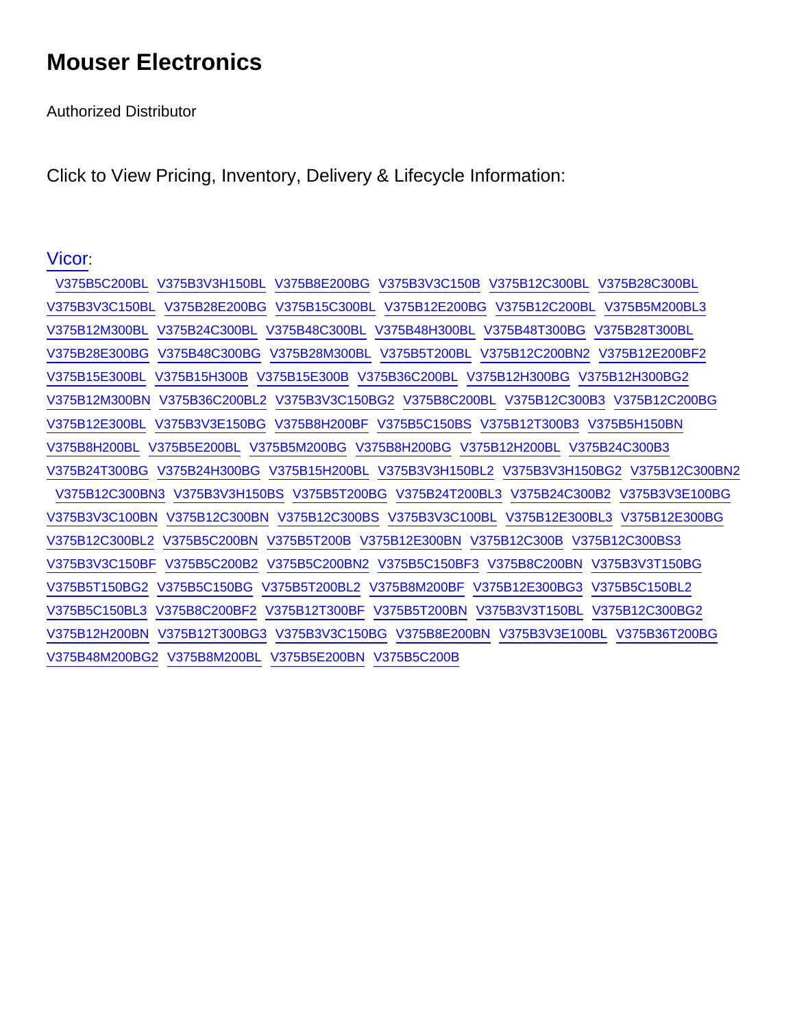# Mouser Electronics

Authorized Distributor

Click to View Pricing, Inventory, Delivery & Lifecycle Information:

Vicor:

V375B5C200BL V375B3V3H150BL V375B8E200BG V375B3V3C150B V375B12C300BL V375B28C300BL V375B3V3C150BL V375B28E200BG V375B15C300BL V375B12E200BG V375B12C200BL V375B5M200BL3 V375B12M300BL V375B24C300BL V375B48C300BL V375B48H300BL V375B48T300BG V375B28T300BL V375B28E300BG V375B48C300BG V375B28M300BL V375B5T200BL V375B12C200BN2 V375B12E200BF2 V375B15E300BL V375B15H300B V375B15E300B V375B36C200BL V375B12H300BG V375B12H300BG2 V375B12M300BN V375B36C200BL2 V375B3V3C150BG2 V375B8C200BL V375B12C300B3 V375B12C200BG V375B12E300BL V375B3V3E150BG V375B8H200BF V375B5C150BS V375B12T300B3 V375B5H150BN V375B8H200BL V375B5E200BL V375B5M200BG V375B8H200BG V375B12H200BL V375B24C300B3 V375B24T300BG V375B24H300BG V375B15H200BL V375B3V3H150BL2 V375B3V3H150BG2 V375B12C300BN2 V375B12C300BN3 V375B3V3H150BS V375B5T200BG V375B24T200BL3 V375B24C300B2 V375B3V3E100BG V375B3V3C100BN V375B12C300BN V375B12C300BS V375B3V3C100BL V375B12E300BL3 V375B12E300BG V375B12C300BL2 V375B5C200BN V375B5T200B V375B12E300BN V375B12C300B V375B12C300BS3 V375B3V3C150BF V375B5C200B2 V375B5C200BN2 V375B5C150BF3 V375B8C200BN V375B3V3T150BG V375B5T150BG2 V375B5C150BG V375B5T200BL2 V375B8M200BF V375B12E300BG3 V375B5C150BL2 V375B5C150BL3 V375B8C200BF2 V375B12T300BF V375B5T200BN V375B3V3T150BL V375B12C300BG2 V375B12H200BN V375B12T300BG3 V375B3V3C150BG V375B8E200BN V375B3V3E100BL V375B36T200BG V375B48M200BG2 V375B8M200BL V375B5E200BN V375B5C200B